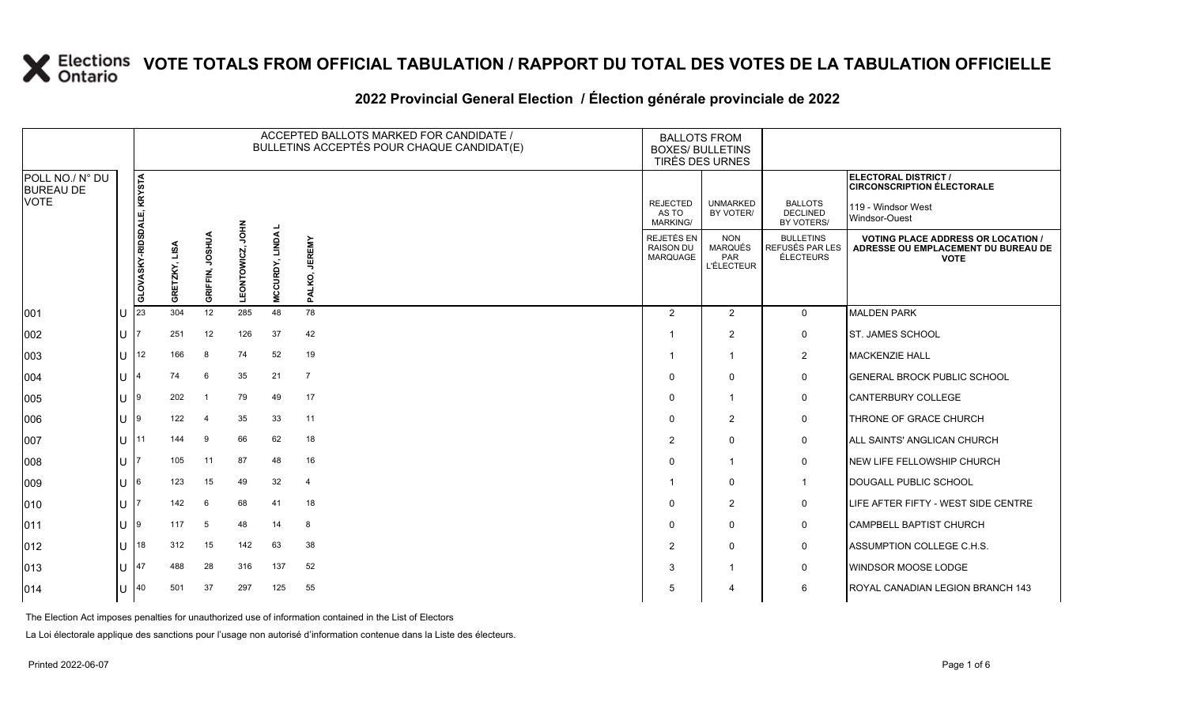# VOTE TOTALS FROM OFFICIAL TABULATION / RAPPORT DU TOTAL DES VOTES DE LA TABULATION OFFICIELLE

## 2022 Provincial General Election / Élection générale provinciale de 2022

| POLL NO./ N° DU BUREAU DE VOTE | | ACCEPTED BALLOTS MARKED FOR CANDIDATE / BULLETINS ACCEPTÉS POUR CHAQUE CANDIDAT(E) | | | | | | BALLOTS FROM BOXES/ BULLETINS TIRÉS DES URNES | | | ELECTORAL DISTRICT / CIRCONSCRIPTION ÉLECTORALE 119 - Windsor West Windsor-Ouest |
|---|---|---|---|---|---|---|---|---|---|---|---|
| | | GLOVASKY-RIDSDALE, KRYSTA | GRETZKY, LISA | GRIFFIN, JOSHUA | LEONTOWICZ, JOHN | MCCURDY, LINDA L | PALKO, JEREMY | REJECTED AS TO MARKING/ REJETÉS EN RAISON DU MARQUAGE | UNMARKED BY VOTER/ NON MARQUÉS PAR L'ÉLECTEUR | BALLOTS DECLINED BY VOTERS/ BULLETINS REFUSÉS PAR LES ÉLECTEURS | VOTING PLACE ADDRESS OR LOCATION / ADRESSE OU EMPLACEMENT DU BUREAU DE VOTE |
| 001 | U | 23 | 304 | 12 | 285 | 48 | 78 | 2 | 2 | 0 | MALDEN PARK |
| 002 | U | 7 | 251 | 12 | 126 | 37 | 42 | 1 | 2 | 0 | ST. JAMES SCHOOL |
| 003 | U | 12 | 166 | 8 | 74 | 52 | 19 | 1 | 1 | 2 | MACKENZIE HALL |
| 004 | U | 4 | 74 | 6 | 35 | 21 | 7 | 0 | 0 | 0 | GENERAL BROCK PUBLIC SCHOOL |
| 005 | U | 9 | 202 | 1 | 79 | 49 | 17 | 0 | 1 | 0 | CANTERBURY COLLEGE |
| 006 | U | 9 | 122 | 4 | 35 | 33 | 11 | 0 | 2 | 0 | THRONE OF GRACE CHURCH |
| 007 | U | 11 | 144 | 9 | 66 | 62 | 18 | 2 | 0 | 0 | ALL SAINTS' ANGLICAN CHURCH |
| 008 | U | 7 | 105 | 11 | 87 | 48 | 16 | 0 | 1 | 0 | NEW LIFE FELLOWSHIP CHURCH |
| 009 | U | 6 | 123 | 15 | 49 | 32 | 4 | 1 | 0 | 1 | DOUGALL PUBLIC SCHOOL |
| 010 | U | 7 | 142 | 6 | 68 | 41 | 18 | 0 | 2 | 0 | LIFE AFTER FIFTY - WEST SIDE CENTRE |
| 011 | U | 9 | 117 | 5 | 48 | 14 | 8 | 0 | 0 | 0 | CAMPBELL BAPTIST CHURCH |
| 012 | U | 18 | 312 | 15 | 142 | 63 | 38 | 2 | 0 | 0 | ASSUMPTION COLLEGE C.H.S. |
| 013 | U | 47 | 488 | 28 | 316 | 137 | 52 | 3 | 1 | 0 | WINDSOR MOOSE LODGE |
| 014 | U | 40 | 501 | 37 | 297 | 125 | 55 | 5 | 4 | 6 | ROYAL CANADIAN LEGION BRANCH 143 |

The Election Act imposes penalties for unauthorized use of information contained in the List of Electors

La Loi électorale applique des sanctions pour l'usage non autorisé d'information contenue dans la Liste des électeurs.

Printed 2022-06-07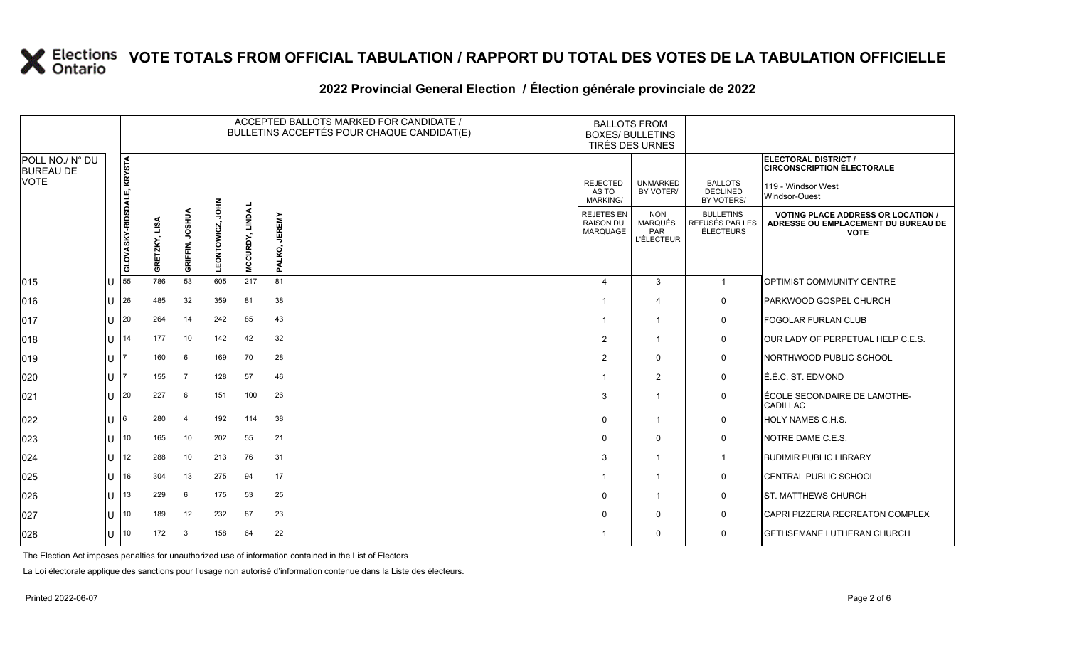# VOTE TOTALS FROM OFFICIAL TABULATION / RAPPORT DU TOTAL DES VOTES DE LA TABULATION OFFICIELLE

## 2022 Provincial General Election / Élection générale provinciale de 2022

ELECTORAL DISTRICT / CIRCONSCRIPTION ÉLECTORALE: 119 - Windsor West / Windsor-Ouest

| POLL NO./ N° DU BUREAU DE VOTE | | ACCEPTED BALLOTS MARKED FOR CANDIDATE / BULLETINS ACCEPTÉS POUR CHAQUE CANDIDAT(E) | | | | | | BALLOTS FROM BOXES/ BULLETINS TIRÉS DES URNES | | | |
|---|---|---|---|---|---|---|---|---|---|---|---|
| | | GLOVASKY-RIDSDALE, KRYSTA | GRETZKY, LISA | GRIFFIN, JOSHUA | LEONTOWICZ, JOHN | MCCURDY, LINDA L | PALKO, JEREMY | REJECTED AS TO MARKING/ REJETÉS EN RAISON DU MARQUAGE | UNMARKED BY VOTER/ NON MARQUÉS PAR L'ÉLECTEUR | BALLOTS DECLINED BY VOTERS/ BULLETINS REFUSÉS PAR LES ÉLECTEURS | VOTING PLACE ADDRESS OR LOCATION / ADRESSE OU EMPLACEMENT DU BUREAU DE VOTE |
| 015 | U | 55 | 786 | 53 | 605 | 217 | 81 | 4 | 3 | 1 | OPTIMIST COMMUNITY CENTRE |
| 016 | U | 26 | 485 | 32 | 359 | 81 | 38 | 1 | 4 | 0 | PARKWOOD GOSPEL CHURCH |
| 017 | U | 20 | 264 | 14 | 242 | 85 | 43 | 1 | 1 | 0 | FOGOLAR FURLAN CLUB |
| 018 | U | 14 | 177 | 10 | 142 | 42 | 32 | 2 | 1 | 0 | OUR LADY OF PERPETUAL HELP C.E.S. |
| 019 | U | 7 | 160 | 6 | 169 | 70 | 28 | 2 | 0 | 0 | NORTHWOOD PUBLIC SCHOOL |
| 020 | U | 7 | 155 | 7 | 128 | 57 | 46 | 1 | 2 | 0 | É.É.C. ST. EDMOND |
| 021 | U | 20 | 227 | 6 | 151 | 100 | 26 | 3 | 1 | 0 | ÉCOLE SECONDAIRE DE LAMOTHE-CADILLAC |
| 022 | U | 6 | 280 | 4 | 192 | 114 | 38 | 0 | 1 | 0 | HOLY NAMES C.H.S. |
| 023 | U | 10 | 165 | 10 | 202 | 55 | 21 | 0 | 0 | 0 | NOTRE DAME C.E.S. |
| 024 | U | 12 | 288 | 10 | 213 | 76 | 31 | 3 | 1 | 1 | BUDIMIR PUBLIC LIBRARY |
| 025 | U | 16 | 304 | 13 | 275 | 94 | 17 | 1 | 1 | 0 | CENTRAL PUBLIC SCHOOL |
| 026 | U | 13 | 229 | 6 | 175 | 53 | 25 | 0 | 1 | 0 | ST. MATTHEWS CHURCH |
| 027 | U | 10 | 189 | 12 | 232 | 87 | 23 | 0 | 0 | 0 | CAPRI PIZZERIA RECREATON COMPLEX |
| 028 | U | 10 | 172 | 3 | 158 | 64 | 22 | 1 | 0 | 0 | GETHSEMANE LUTHERAN CHURCH |

The Election Act imposes penalties for unauthorized use of information contained in the List of Electors

La Loi électorale applique des sanctions pour l'usage non autorisé d'information contenue dans la Liste des électeurs.

Printed 2022-06-07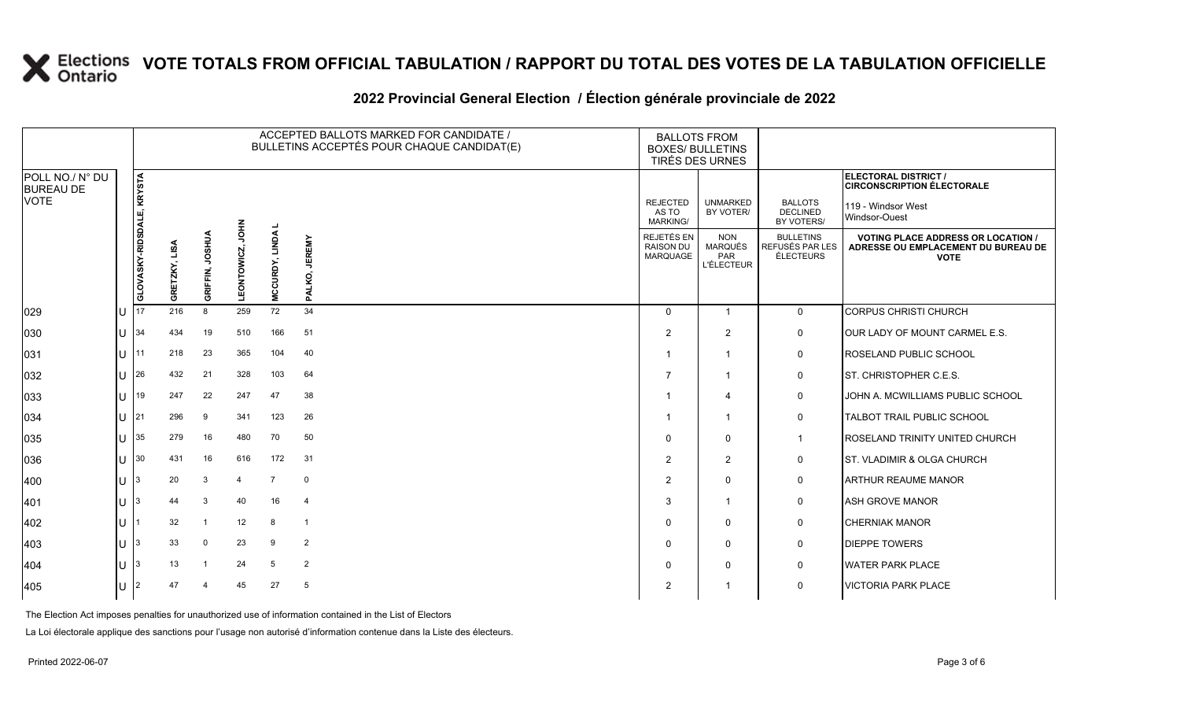# VOTE TOTALS FROM OFFICIAL TABULATION / RAPPORT DU TOTAL DES VOTES DE LA TABULATION OFFICIELLE

## 2022 Provincial General Election / Élection générale provinciale de 2022

**ELECTORAL DISTRICT / CIRCONSCRIPTION ÉLECTORALE**
119 - Windsor West
Windsor-Ouest

| POLL NO./ N° DU BUREAU DE VOTE | | ACCEPTED BALLOTS MARKED FOR CANDIDATE / BULLETINS ACCEPTÉS POUR CHAQUE CANDIDAT(E) | | | | | | BALLOTS FROM BOXES/ BULLETINS TIRÉS DES URNES | | | |
|---|---|---|---|---|---|---|---|---|---|---|---|
| | | GLOVASKY-RIDSDALE, KRYSTA | GRETZKY, LISA | GRIFFIN, JOSHUA | LEONTOWICZ, JOHN | MCCURDY, LINDA L | PALKO, JEREMY | REJECTED AS TO MARKING/ REJETÉS EN RAISON DU MARQUAGE | UNMARKED BY VOTER/ NON MARQUÉS PAR L'ÉLECTEUR | BALLOTS DECLINED BY VOTERS/ BULLETINS REFUSÉS PAR LES ÉLECTEURS | VOTING PLACE ADDRESS OR LOCATION / ADRESSE OU EMPLACEMENT DU BUREAU DE VOTE |
| 029 | U | 17 | 216 | 8 | 259 | 72 | 34 | 0 | 1 | 0 | CORPUS CHRISTI CHURCH |
| 030 | U | 34 | 434 | 19 | 510 | 166 | 51 | 2 | 2 | 0 | OUR LADY OF MOUNT CARMEL E.S. |
| 031 | U | 11 | 218 | 23 | 365 | 104 | 40 | 1 | 1 | 0 | ROSELAND PUBLIC SCHOOL |
| 032 | U | 26 | 432 | 21 | 328 | 103 | 64 | 7 | 1 | 0 | ST. CHRISTOPHER C.E.S. |
| 033 | U | 19 | 247 | 22 | 247 | 47 | 38 | 1 | 4 | 0 | JOHN A. MCWILLIAMS PUBLIC SCHOOL |
| 034 | U | 21 | 296 | 9 | 341 | 123 | 26 | 1 | 1 | 0 | TALBOT TRAIL PUBLIC SCHOOL |
| 035 | U | 35 | 279 | 16 | 480 | 70 | 50 | 0 | 0 | 1 | ROSELAND TRINITY UNITED CHURCH |
| 036 | U | 30 | 431 | 16 | 616 | 172 | 31 | 2 | 2 | 0 | ST. VLADIMIR & OLGA CHURCH |
| 400 | U | 3 | 20 | 3 | 4 | 7 | 0 | 2 | 0 | 0 | ARTHUR REAUME MANOR |
| 401 | U | 3 | 44 | 3 | 40 | 16 | 4 | 3 | 1 | 0 | ASH GROVE MANOR |
| 402 | U | 1 | 32 | 1 | 12 | 8 | 1 | 0 | 0 | 0 | CHERNIAK MANOR |
| 403 | U | 3 | 33 | 0 | 23 | 9 | 2 | 0 | 0 | 0 | DIEPPE TOWERS |
| 404 | U | 3 | 13 | 1 | 24 | 5 | 2 | 0 | 0 | 0 | WATER PARK PLACE |
| 405 | U | 2 | 47 | 4 | 45 | 27 | 5 | 2 | 1 | 0 | VICTORIA PARK PLACE |

The Election Act imposes penalties for unauthorized use of information contained in the List of Electors

La Loi électorale applique des sanctions pour l'usage non autorisé d'information contenue dans la Liste des électeurs.

Printed 2022-06-07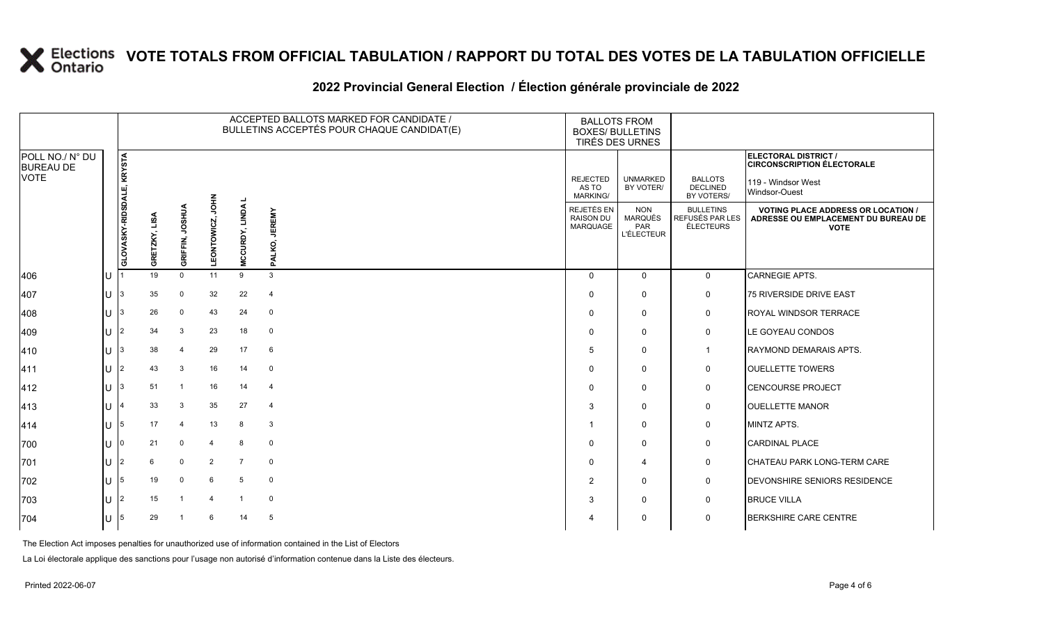# VOTE TOTALS FROM OFFICIAL TABULATION / RAPPORT DU TOTAL DES VOTES DE LA TABULATION OFFICIELLE

## 2022 Provincial General Election / Élection générale provinciale de 2022

ELECTORAL DISTRICT / CIRCONSCRIPTION ÉLECTORALE: 119 - Windsor West / Windsor-Ouest

| POLL NO./ N° DU BUREAU DE VOTE | | GLOVASKY-RIDSDALE, KRYSTA | GRETZKY, LISA | GRIFFIN, JOSHUA | LEONTOWICZ, JOHN | MCCURDY, LINDA L | PALKO, JEREMY | REJECTED AS TO MARKING/ REJETÉS EN RAISON DU MARQUAGE | UNMARKED BY VOTER/ NON MARQUÉS PAR L'ÉLECTEUR | BALLOTS DECLINED BY VOTERS/ BULLETINS REFUSÉS PAR LES ÉLECTEURS | VOTING PLACE ADDRESS OR LOCATION / ADRESSE OU EMPLACEMENT DU BUREAU DE VOTE |
|---|---|---|---|---|---|---|---|---|---|---|---|
| 406 | U | 1 | 19 | 0 | 11 | 9 | 3 | 0 | 0 | 0 | CARNEGIE APTS. |
| 407 | U | 3 | 35 | 0 | 32 | 22 | 4 | 0 | 0 | 0 | 75 RIVERSIDE DRIVE EAST |
| 408 | U | 3 | 26 | 0 | 43 | 24 | 0 | 0 | 0 | 0 | ROYAL WINDSOR TERRACE |
| 409 | U | 2 | 34 | 3 | 23 | 18 | 0 | 0 | 0 | 0 | LE GOYEAU CONDOS |
| 410 | U | 3 | 38 | 4 | 29 | 17 | 6 | 5 | 0 | 1 | RAYMOND DEMARAIS APTS. |
| 411 | U | 2 | 43 | 3 | 16 | 14 | 0 | 0 | 0 | 0 | OUELLETTE TOWERS |
| 412 | U | 3 | 51 | 1 | 16 | 14 | 4 | 0 | 0 | 0 | CENCOURSE PROJECT |
| 413 | U | 4 | 33 | 3 | 35 | 27 | 4 | 3 | 0 | 0 | OUELLETTE MANOR |
| 414 | U | 5 | 17 | 4 | 13 | 8 | 3 | 1 | 0 | 0 | MINTZ APTS. |
| 700 | U | 0 | 21 | 0 | 4 | 8 | 0 | 0 | 0 | 0 | CARDINAL PLACE |
| 701 | U | 2 | 6 | 0 | 2 | 7 | 0 | 0 | 4 | 0 | CHATEAU PARK LONG-TERM CARE |
| 702 | U | 5 | 19 | 0 | 6 | 5 | 0 | 2 | 0 | 0 | DEVONSHIRE SENIORS RESIDENCE |
| 703 | U | 2 | 15 | 1 | 4 | 1 | 0 | 3 | 0 | 0 | BRUCE VILLA |
| 704 | U | 5 | 29 | 1 | 6 | 14 | 5 | 4 | 0 | 0 | BERKSHIRE CARE CENTRE |

The Election Act imposes penalties for unauthorized use of information contained in the List of Electors

La Loi électorale applique des sanctions pour l'usage non autorisé d'information contenue dans la Liste des électeurs.

Printed 2022-06-07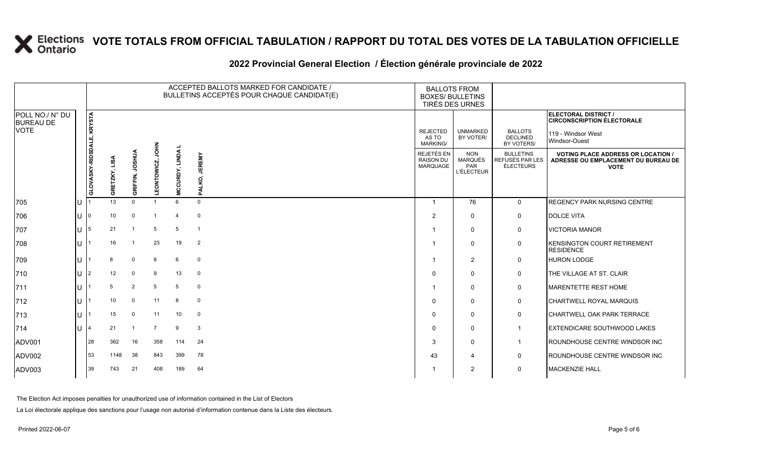# VOTE TOTALS FROM OFFICIAL TABULATION / RAPPORT DU TOTAL DES VOTES DE LA TABULATION OFFICIELLE

## 2022 Provincial General Election / Élection générale provinciale de 2022

**ELECTORAL DISTRICT / CIRCONSCRIPTION ÉLECTORALE:** 119 - Windsor West / Windsor-Ouest

| POLL NO./ N° DU BUREAU DE VOTE | | ACCEPTED BALLOTS MARKED FOR CANDIDATE / BULLETINS ACCEPTÉS POUR CHAQUE CANDIDAT(E) | | | | | | BALLOTS FROM BOXES/ BULLETINS TIRÉS DES URNES | | | |
|---|---|---|---|---|---|---|---|---|---|---|---|
| | | GLOVASKY-RIDSDALE, KRYSTA | GRETZKY, LISA | GRIFFIN, JOSHUA | LEONTOWICZ, JOHN | MCCURDY, LINDA L | PALKO, JEREMY | REJECTED AS TO MARKING/ REJETÉS EN RAISON DU MARQUAGE | UNMARKED BY VOTER/ NON MARQUÉS PAR L'ÉLECTEUR | BALLOTS DECLINED BY VOTERS/ BULLETINS REFUSÉS PAR LES ÉLECTEURS | VOTING PLACE ADDRESS OR LOCATION / ADRESSE OU EMPLACEMENT DU BUREAU DE VOTE |
| 705 | U | 1 | 13 | 0 | 1 | 6 | 0 | 1 | 76 | 0 | REGENCY PARK NURSING CENTRE |
| 706 | U | 0 | 10 | 0 | 1 | 4 | 0 | 2 | 0 | 0 | DOLCE VITA |
| 707 | U | 5 | 21 | 1 | 5 | 5 | 1 | 1 | 0 | 0 | VICTORIA MANOR |
| 708 | U | 1 | 16 | 1 | 23 | 19 | 2 | 1 | 0 | 0 | KENSINGTON COURT RETIREMENT RESIDENCE |
| 709 | U | 1 | 8 | 0 | 8 | 6 | 0 | 1 | 2 | 0 | HURON LODGE |
| 710 | U | 2 | 12 | 0 | 9 | 13 | 0 | 0 | 0 | 0 | THE VILLAGE AT ST. CLAIR |
| 711 | U | 1 | 5 | 2 | 5 | 5 | 0 | 1 | 0 | 0 | MARENTETTE REST HOME |
| 712 | U | 1 | 10 | 0 | 11 | 8 | 0 | 0 | 0 | 0 | CHARTWELL ROYAL MARQUIS |
| 713 | U | 1 | 15 | 0 | 11 | 10 | 0 | 0 | 0 | 0 | CHARTWELL OAK PARK TERRACE |
| 714 | U | 4 | 21 | 1 | 7 | 9 | 3 | 0 | 0 | 1 | EXTENDICARE SOUTHWOOD LAKES |
| ADV001 | | 28 | 362 | 16 | 358 | 114 | 24 | 3 | 0 | 1 | ROUNDHOUSE CENTRE WINDSOR INC |
| ADV002 | | 53 | 1148 | 38 | 843 | 399 | 78 | 43 | 4 | 0 | ROUNDHOUSE CENTRE WINDSOR INC |
| ADV003 | | 39 | 743 | 21 | 408 | 189 | 64 | 1 | 2 | 0 | MACKENZIE HALL |

The Election Act imposes penalties for unauthorized use of information contained in the List of Electors

La Loi électorale applique des sanctions pour l'usage non autorisé d'information contenue dans la Liste des électeurs.

Printed 2022-06-07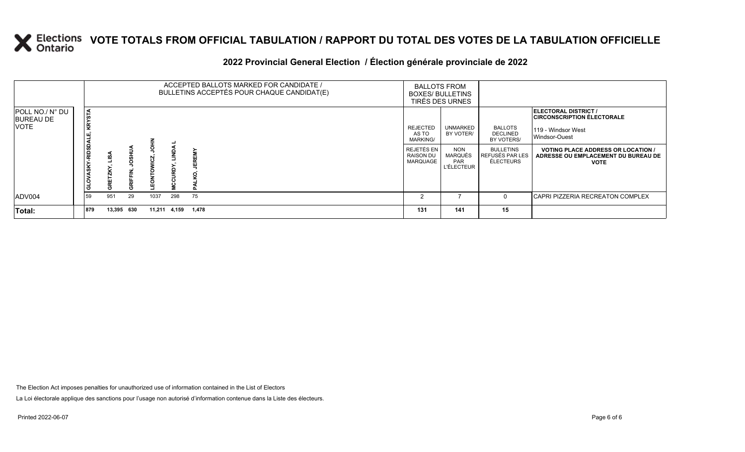# VOTE TOTALS FROM OFFICIAL TABULATION / RAPPORT DU TOTAL DES VOTES DE LA TABULATION OFFICIELLE

## 2022 Provincial General Election / Élection générale provinciale de 2022

| POLL NO./ N° DU BUREAU DE VOTE | ACCEPTED BALLOTS MARKED FOR CANDIDATE / BULLETINS ACCEPTÉS POUR CHAQUE CANDIDAT(E) | | | | | | BALLOTS FROM BOXES/ BULLETINS TIRÉS DES URNES | | | ELECTORAL DISTRICT / CIRCONSCRIPTION ÉLECTORALE 119 - Windsor West Windsor-Ouest |
|---|---|---|---|---|---|---|---|---|---|---|
| | GLOVASKY-RIDSDALE, KRYSTA | GRETZKY, LISA | GRIFFIN, JOSHUA | LEONTOWICZ, JOHN | MCCURDY, LINDA L | PALKO, JEREMY | REJECTED AS TO MARKING/ REJETÉS EN RAISON DU MARQUAGE | UNMARKED BY VOTER/ NON MARQUÉS PAR L'ÉLECTEUR | BALLOTS DECLINED BY VOTERS/ BULLETINS REFUSÉS PAR LES ÉLECTEURS | VOTING PLACE ADDRESS OR LOCATION / ADRESSE OU EMPLACEMENT DU BUREAU DE VOTE |
| ADV004 | 59 | 951 | 29 | 1037 | 298 | 75 | 2 | 7 | 0 | CAPRI PIZZERIA RECREATON COMPLEX |
| **Total:** | **879** | **13,395** | **630** | **11,211** | **4,159** | **1,478** | **131** | **141** | **15** | |

The Election Act imposes penalties for unauthorized use of information contained in the List of Electors

La Loi électorale applique des sanctions pour l'usage non autorisé d'information contenue dans la Liste des électeurs.

Printed 2022-06-07